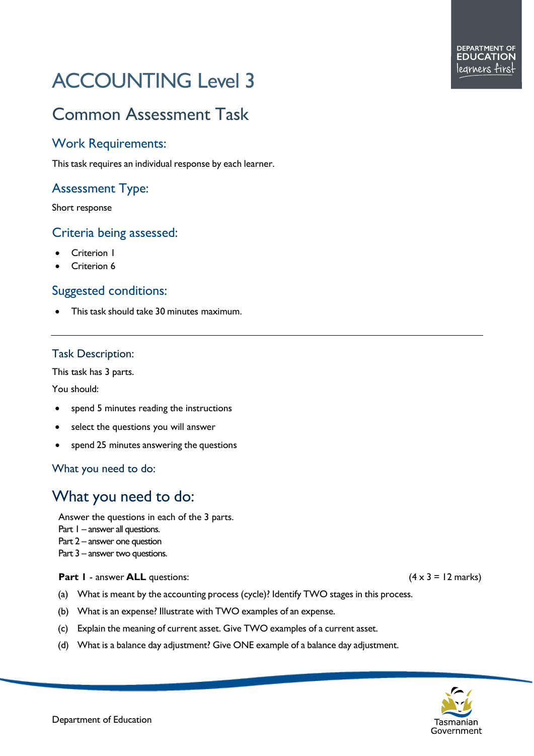# ACCOUNTING Level 3

## Common Assessment Task

### Work Requirements:

This task requires an individual response by each learner.

### Assessment Type:

Short response

### Criteria being assessed:

- Criterion 1
- Criterion 6

### Suggested conditions:

- This task should take 30 minutes maximum.

---

### Task Description:

This task has 3 parts.

You should:

- spend 5 minutes reading the instructions
- select the questions you will answer
- spend 25 minutes answering the questions

### What you need to do:

## What you need to do:

Answer the questions in each of the 3 parts.
Part 1 – answer all questions.
Part 2 – answer one question
Part 3 – answer two questions.

**Part 1** - answer **ALL** questions: (4 x 3 = 12 marks)

(a) What is meant by the accounting process (cycle)? Identify TWO stages in this process.

(b) What is an expense? Illustrate with TWO examples of an expense.

(c) Explain the meaning of current asset. Give TWO examples of a current asset.

(d) What is a balance day adjustment? Give ONE example of a balance day adjustment.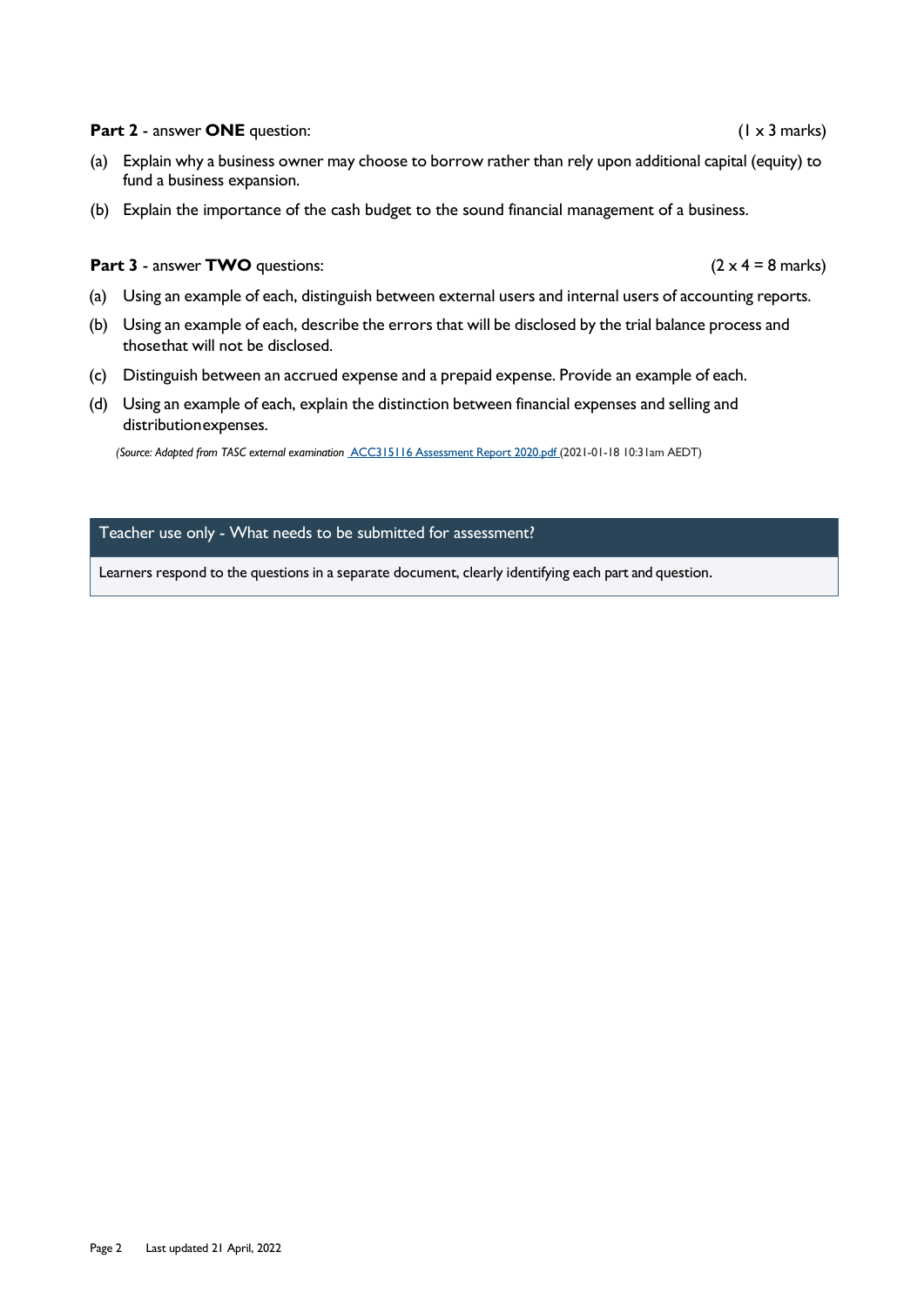**Part 2** - answer **ONE** question: (1 x 3 marks)

(a) Explain why a business owner may choose to borrow rather than rely upon additional capital (equity) to fund a business expansion.

(b) Explain the importance of the cash budget to the sound financial management of a business.

**Part 3** - answer **TWO** questions: (2 x 4 = 8 marks)

(a) Using an example of each, distinguish between external users and internal users of accounting reports.

(b) Using an example of each, describe the errors that will be disclosed by the trial balance process and thosethat will not be disclosed.

(c) Distinguish between an accrued expense and a prepaid expense. Provide an example of each.

(d) Using an example of each, explain the distinction between financial expenses and selling and distributionexpenses.

*(Source: Adapted from TASC external examination* ACC315116 Assessment Report 2020.pdf (2021-01-18 10:31am AEDT)

| Teacher use only - What needs to be submitted for assessment? |
| --- |
| Learners respond to the questions in a separate document, clearly identifying each part and question. |